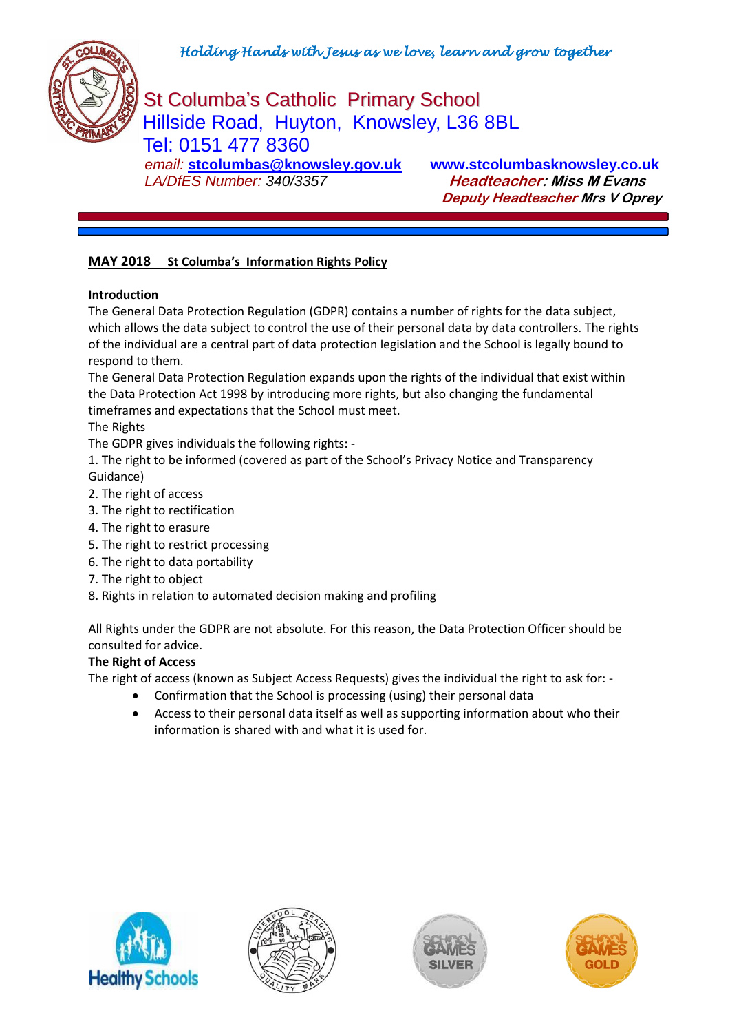*Holding Hands with Jesus as we love, learn and grow together*

# St Columba's Catholic Primary School

Hillside Road, Huyton, Knowsley, L36 8BL

Tel: 0151 477 8360

*email:* **stcolumbas@knowsley.gov.uk** **www.stcolumbasknowsley.co.uk**

*LA/DfES Number: 340/3357*

***Headteacher: Miss M Evans***

***Deputy Headteacher Mrs V Oprey***

## MAY 2018 St Columba's Information Rights Policy

**Introduction**

The General Data Protection Regulation (GDPR) contains a number of rights for the data subject, which allows the data subject to control the use of their personal data by data controllers. The rights of the individual are a central part of data protection legislation and the School is legally bound to respond to them.

The General Data Protection Regulation expands upon the rights of the individual that exist within the Data Protection Act 1998 by introducing more rights, but also changing the fundamental timeframes and expectations that the School must meet.

The Rights

The GDPR gives individuals the following rights: -

1. The right to be informed (covered as part of the School's Privacy Notice and Transparency Guidance)
2. The right of access
3. The right to rectification
4. The right to erasure
5. The right to restrict processing
6. The right to data portability
7. The right to object
8. Rights in relation to automated decision making and profiling

All Rights under the GDPR are not absolute. For this reason, the Data Protection Officer should be consulted for advice.

**The Right of Access**

The right of access (known as Subject Access Requests) gives the individual the right to ask for: -

- Confirmation that the School is processing (using) their personal data
- Access to their personal data itself as well as supporting information about who their information is shared with and what it is used for.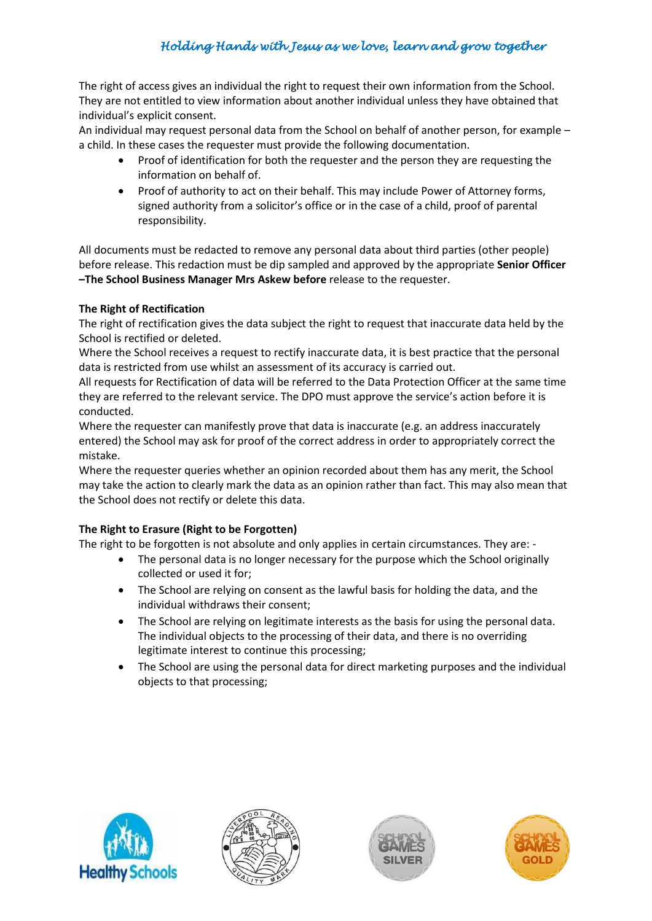The right of access gives an individual the right to request their own information from the School. They are not entitled to view information about another individual unless they have obtained that individual's explicit consent.

An individual may request personal data from the School on behalf of another person, for example – a child. In these cases the requester must provide the following documentation.

- Proof of identification for both the requester and the person they are requesting the information on behalf of.
- Proof of authority to act on their behalf. This may include Power of Attorney forms, signed authority from a solicitor's office or in the case of a child, proof of parental responsibility.

All documents must be redacted to remove any personal data about third parties (other people) before release. This redaction must be dip sampled and approved by the appropriate **Senior Officer –The School Business Manager Mrs Askew before** release to the requester.

**The Right of Rectification**

The right of rectification gives the data subject the right to request that inaccurate data held by the School is rectified or deleted.

Where the School receives a request to rectify inaccurate data, it is best practice that the personal data is restricted from use whilst an assessment of its accuracy is carried out.

All requests for Rectification of data will be referred to the Data Protection Officer at the same time they are referred to the relevant service. The DPO must approve the service's action before it is conducted.

Where the requester can manifestly prove that data is inaccurate (e.g. an address inaccurately entered) the School may ask for proof of the correct address in order to appropriately correct the mistake.

Where the requester queries whether an opinion recorded about them has any merit, the School may take the action to clearly mark the data as an opinion rather than fact. This may also mean that the School does not rectify or delete this data.

**The Right to Erasure (Right to be Forgotten)**

The right to be forgotten is not absolute and only applies in certain circumstances. They are: -

- The personal data is no longer necessary for the purpose which the School originally collected or used it for;
- The School are relying on consent as the lawful basis for holding the data, and the individual withdraws their consent;
- The School are relying on legitimate interests as the basis for using the personal data. The individual objects to the processing of their data, and there is no overriding legitimate interest to continue this processing;
- The School are using the personal data for direct marketing purposes and the individual objects to that processing;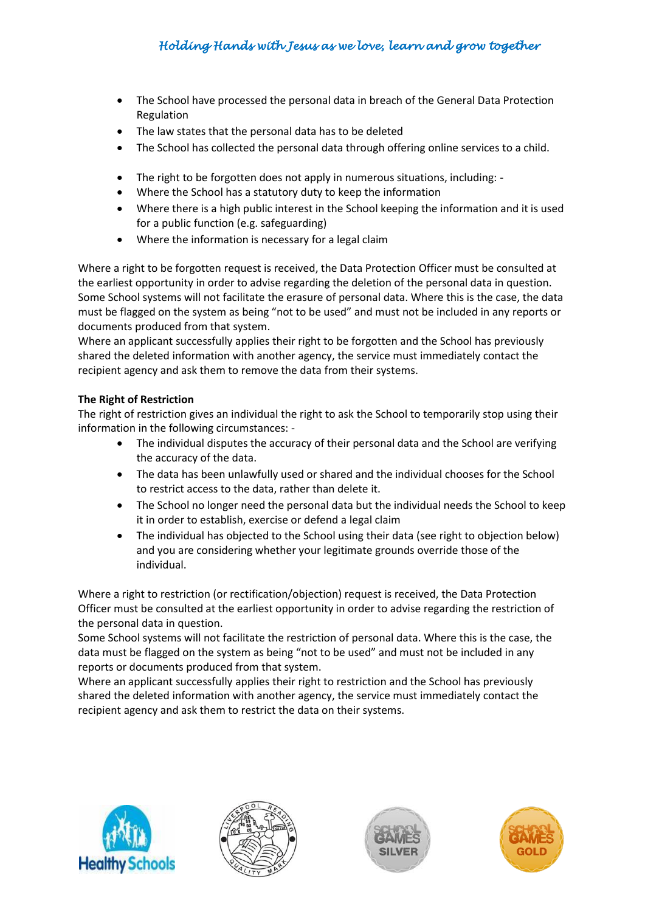- The School have processed the personal data in breach of the General Data Protection Regulation
- The law states that the personal data has to be deleted
- The School has collected the personal data through offering online services to a child.

- The right to be forgotten does not apply in numerous situations, including: -
- Where the School has a statutory duty to keep the information
- Where there is a high public interest in the School keeping the information and it is used for a public function (e.g. safeguarding)
- Where the information is necessary for a legal claim

Where a right to be forgotten request is received, the Data Protection Officer must be consulted at the earliest opportunity in order to advise regarding the deletion of the personal data in question. Some School systems will not facilitate the erasure of personal data. Where this is the case, the data must be flagged on the system as being "not to be used" and must not be included in any reports or documents produced from that system.
Where an applicant successfully applies their right to be forgotten and the School has previously shared the deleted information with another agency, the service must immediately contact the recipient agency and ask them to remove the data from their systems.

**The Right of Restriction**
The right of restriction gives an individual the right to ask the School to temporarily stop using their information in the following circumstances: -

- The individual disputes the accuracy of their personal data and the School are verifying the accuracy of the data.
- The data has been unlawfully used or shared and the individual chooses for the School to restrict access to the data, rather than delete it.
- The School no longer need the personal data but the individual needs the School to keep it in order to establish, exercise or defend a legal claim
- The individual has objected to the School using their data (see right to objection below) and you are considering whether your legitimate grounds override those of the individual.

Where a right to restriction (or rectification/objection) request is received, the Data Protection Officer must be consulted at the earliest opportunity in order to advise regarding the restriction of the personal data in question.
Some School systems will not facilitate the restriction of personal data. Where this is the case, the data must be flagged on the system as being "not to be used" and must not be included in any reports or documents produced from that system.
Where an applicant successfully applies their right to restriction and the School has previously shared the deleted information with another agency, the service must immediately contact the recipient agency and ask them to restrict the data on their systems.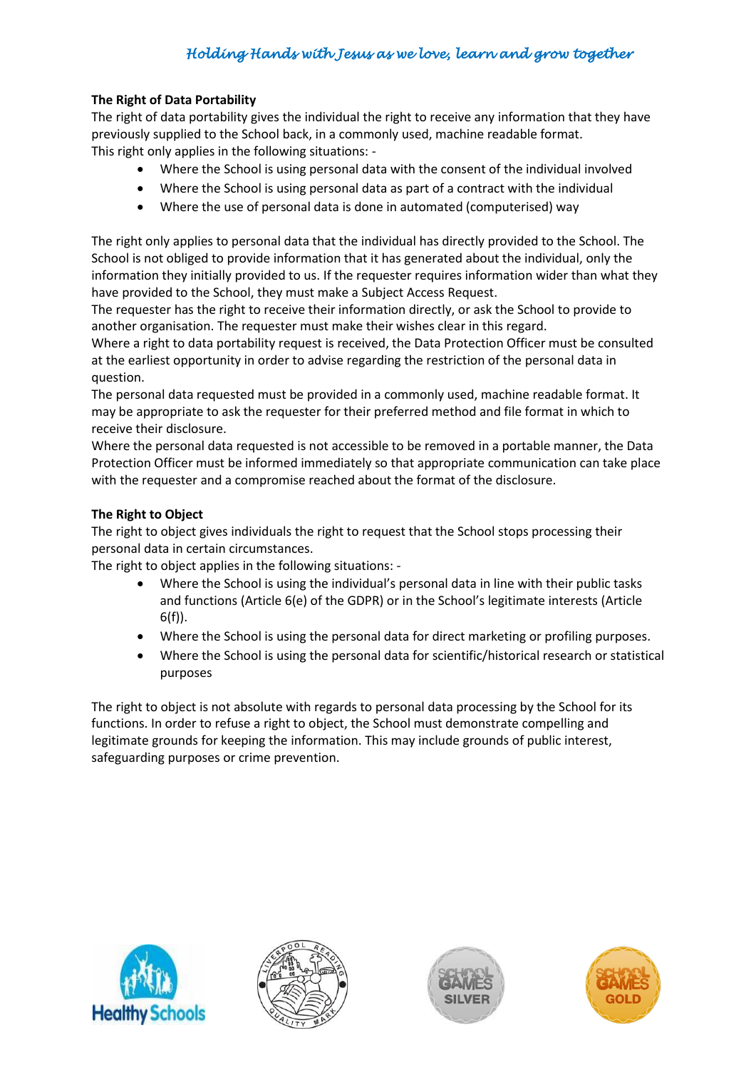**The Right of Data Portability**

The right of data portability gives the individual the right to receive any information that they have previously supplied to the School back, in a commonly used, machine readable format.

This right only applies in the following situations: -

- Where the School is using personal data with the consent of the individual involved
- Where the School is using personal data as part of a contract with the individual
- Where the use of personal data is done in automated (computerised) way

The right only applies to personal data that the individual has directly provided to the School. The School is not obliged to provide information that it has generated about the individual, only the information they initially provided to us. If the requester requires information wider than what they have provided to the School, they must make a Subject Access Request.

The requester has the right to receive their information directly, or ask the School to provide to another organisation. The requester must make their wishes clear in this regard.

Where a right to data portability request is received, the Data Protection Officer must be consulted at the earliest opportunity in order to advise regarding the restriction of the personal data in question.

The personal data requested must be provided in a commonly used, machine readable format. It may be appropriate to ask the requester for their preferred method and file format in which to receive their disclosure.

Where the personal data requested is not accessible to be removed in a portable manner, the Data Protection Officer must be informed immediately so that appropriate communication can take place with the requester and a compromise reached about the format of the disclosure.

**The Right to Object**

The right to object gives individuals the right to request that the School stops processing their personal data in certain circumstances.

The right to object applies in the following situations: -

- Where the School is using the individual's personal data in line with their public tasks and functions (Article 6(e) of the GDPR) or in the School's legitimate interests (Article 6(f)).
- Where the School is using the personal data for direct marketing or profiling purposes.
- Where the School is using the personal data for scientific/historical research or statistical purposes

The right to object is not absolute with regards to personal data processing by the School for its functions. In order to refuse a right to object, the School must demonstrate compelling and legitimate grounds for keeping the information. This may include grounds of public interest, safeguarding purposes or crime prevention.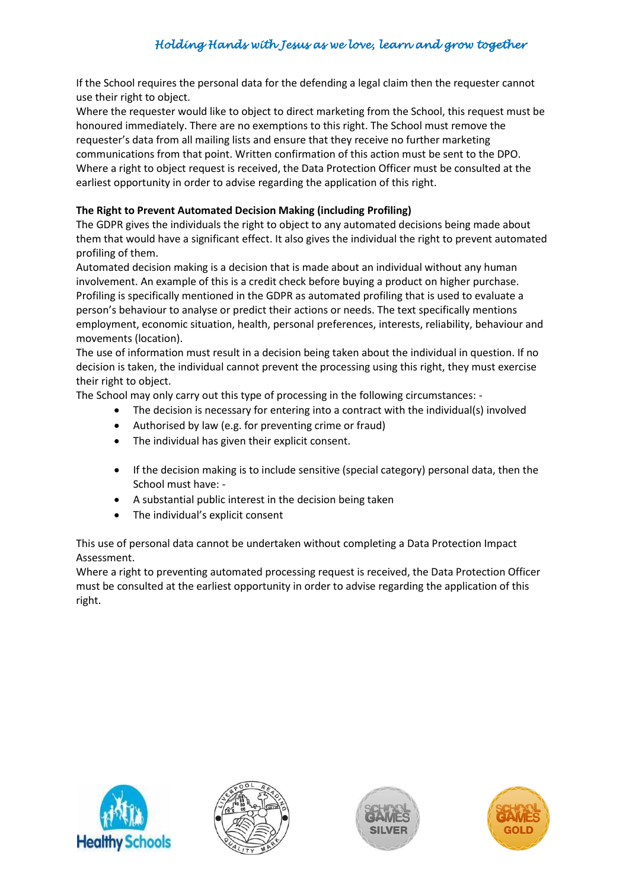If the School requires the personal data for the defending a legal claim then the requester cannot use their right to object.

Where the requester would like to object to direct marketing from the School, this request must be honoured immediately. There are no exemptions to this right. The School must remove the requester's data from all mailing lists and ensure that they receive no further marketing communications from that point. Written confirmation of this action must be sent to the DPO.

Where a right to object request is received, the Data Protection Officer must be consulted at the earliest opportunity in order to advise regarding the application of this right.

**The Right to Prevent Automated Decision Making (including Profiling)**

The GDPR gives the individuals the right to object to any automated decisions being made about them that would have a significant effect. It also gives the individual the right to prevent automated profiling of them.

Automated decision making is a decision that is made about an individual without any human involvement. An example of this is a credit check before buying a product on higher purchase.

Profiling is specifically mentioned in the GDPR as automated profiling that is used to evaluate a person's behaviour to analyse or predict their actions or needs. The text specifically mentions employment, economic situation, health, personal preferences, interests, reliability, behaviour and movements (location).

The use of information must result in a decision being taken about the individual in question. If no decision is taken, the individual cannot prevent the processing using this right, they must exercise their right to object.

The School may only carry out this type of processing in the following circumstances: -

- The decision is necessary for entering into a contract with the individual(s) involved
- Authorised by law (e.g. for preventing crime or fraud)
- The individual has given their explicit consent.

- If the decision making is to include sensitive (special category) personal data, then the School must have: -
- A substantial public interest in the decision being taken
- The individual's explicit consent

This use of personal data cannot be undertaken without completing a Data Protection Impact Assessment.

Where a right to preventing automated processing request is received, the Data Protection Officer must be consulted at the earliest opportunity in order to advise regarding the application of this right.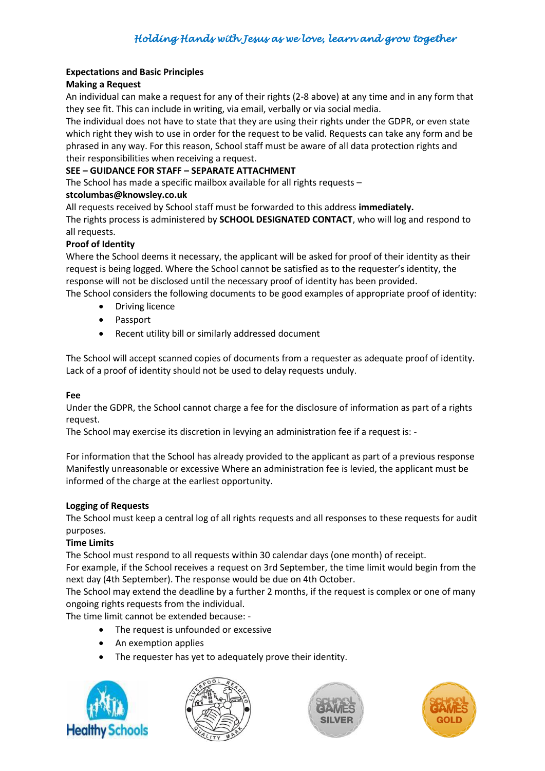**Expectations and Basic Principles**

**Making a Request**

An individual can make a request for any of their rights (2-8 above) at any time and in any form that they see fit. This can include in writing, via email, verbally or via social media.

The individual does not have to state that they are using their rights under the GDPR, or even state which right they wish to use in order for the request to be valid. Requests can take any form and be phrased in any way. For this reason, School staff must be aware of all data protection rights and their responsibilities when receiving a request.

**SEE – GUIDANCE FOR STAFF – SEPARATE ATTACHMENT**

The School has made a specific mailbox available for all rights requests –

**stcolumbas@knowsley.co.uk**

All requests received by School staff must be forwarded to this address **immediately.**

The rights process is administered by **SCHOOL DESIGNATED CONTACT**, who will log and respond to all requests.

**Proof of Identity**

Where the School deems it necessary, the applicant will be asked for proof of their identity as their request is being logged. Where the School cannot be satisfied as to the requester's identity, the response will not be disclosed until the necessary proof of identity has been provided.

The School considers the following documents to be good examples of appropriate proof of identity:

- Driving licence
- Passport
- Recent utility bill or similarly addressed document

The School will accept scanned copies of documents from a requester as adequate proof of identity. Lack of a proof of identity should not be used to delay requests unduly.

**Fee**

Under the GDPR, the School cannot charge a fee for the disclosure of information as part of a rights request.

The School may exercise its discretion in levying an administration fee if a request is: -

For information that the School has already provided to the applicant as part of a previous response Manifestly unreasonable or excessive Where an administration fee is levied, the applicant must be informed of the charge at the earliest opportunity.

**Logging of Requests**

The School must keep a central log of all rights requests and all responses to these requests for audit purposes.

**Time Limits**

The School must respond to all requests within 30 calendar days (one month) of receipt.

For example, if the School receives a request on 3rd September, the time limit would begin from the next day (4th September). The response would be due on 4th October.

The School may extend the deadline by a further 2 months, if the request is complex or one of many ongoing rights requests from the individual.

The time limit cannot be extended because: -

- The request is unfounded or excessive
- An exemption applies
- The requester has yet to adequately prove their identity.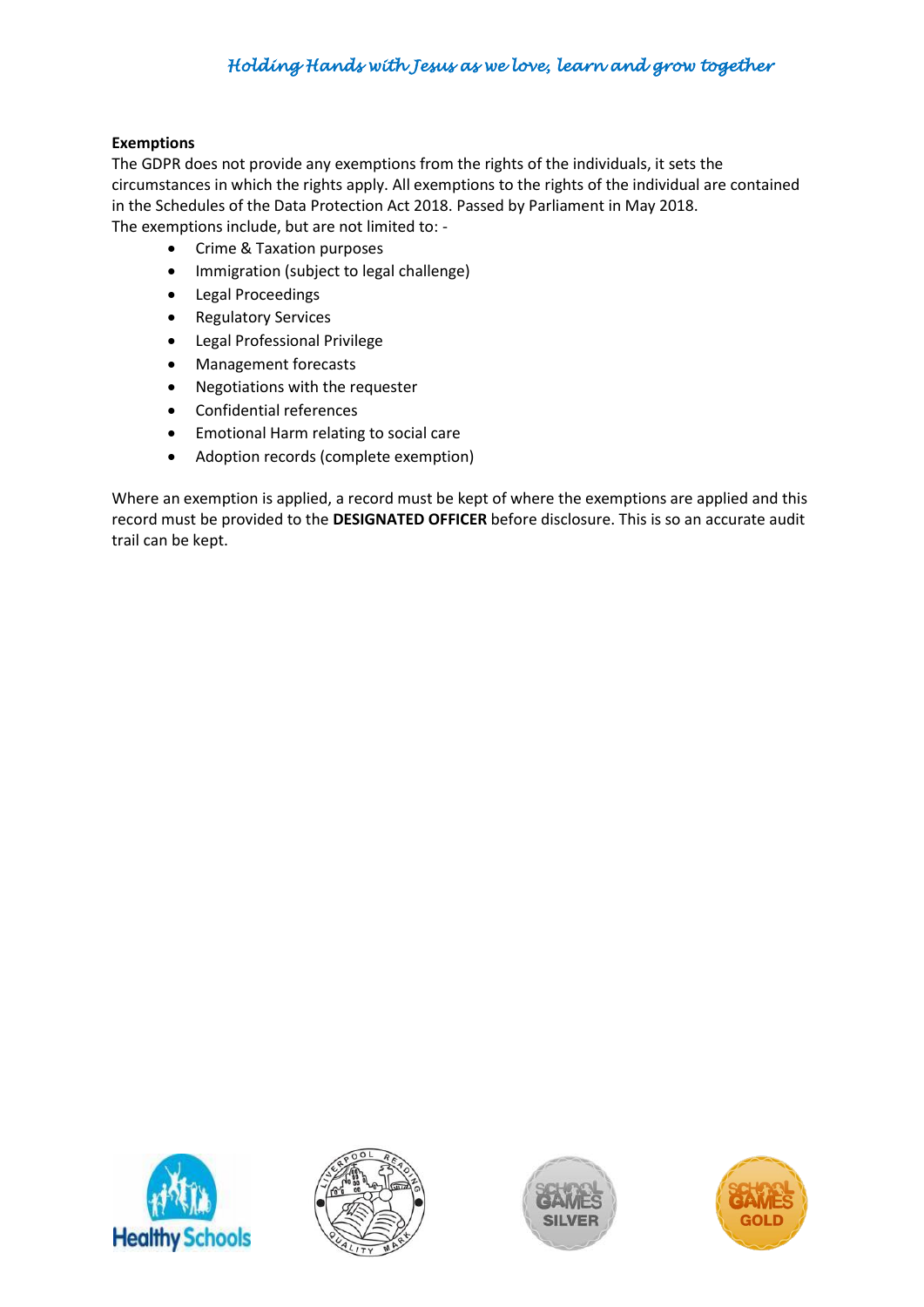**Exemptions**

The GDPR does not provide any exemptions from the rights of the individuals, it sets the circumstances in which the rights apply. All exemptions to the rights of the individual are contained in the Schedules of the Data Protection Act 2018. Passed by Parliament in May 2018.
The exemptions include, but are not limited to: -

- Crime & Taxation purposes
- Immigration (subject to legal challenge)
- Legal Proceedings
- Regulatory Services
- Legal Professional Privilege
- Management forecasts
- Negotiations with the requester
- Confidential references
- Emotional Harm relating to social care
- Adoption records (complete exemption)

Where an exemption is applied, a record must be kept of where the exemptions are applied and this record must be provided to the **DESIGNATED OFFICER** before disclosure. This is so an accurate audit trail can be kept.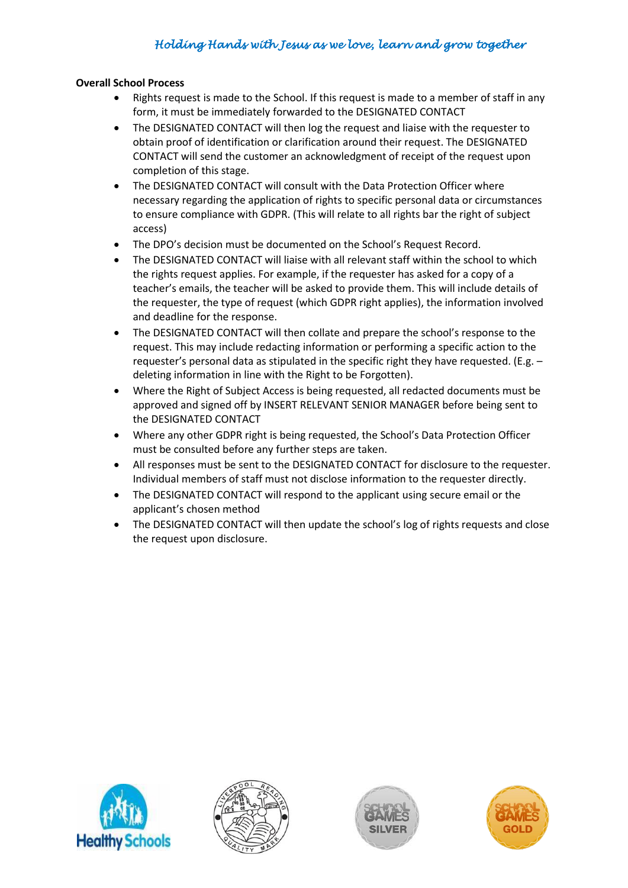**Overall School Process**

- Rights request is made to the School. If this request is made to a member of staff in any form, it must be immediately forwarded to the DESIGNATED CONTACT
- The DESIGNATED CONTACT will then log the request and liaise with the requester to obtain proof of identification or clarification around their request. The DESIGNATED CONTACT will send the customer an acknowledgment of receipt of the request upon completion of this stage.
- The DESIGNATED CONTACT will consult with the Data Protection Officer where necessary regarding the application of rights to specific personal data or circumstances to ensure compliance with GDPR. (This will relate to all rights bar the right of subject access)
- The DPO's decision must be documented on the School's Request Record.
- The DESIGNATED CONTACT will liaise with all relevant staff within the school to which the rights request applies. For example, if the requester has asked for a copy of a teacher's emails, the teacher will be asked to provide them. This will include details of the requester, the type of request (which GDPR right applies), the information involved and deadline for the response.
- The DESIGNATED CONTACT will then collate and prepare the school's response to the request. This may include redacting information or performing a specific action to the requester's personal data as stipulated in the specific right they have requested. (E.g. – deleting information in line with the Right to be Forgotten).
- Where the Right of Subject Access is being requested, all redacted documents must be approved and signed off by INSERT RELEVANT SENIOR MANAGER before being sent to the DESIGNATED CONTACT
- Where any other GDPR right is being requested, the School's Data Protection Officer must be consulted before any further steps are taken.
- All responses must be sent to the DESIGNATED CONTACT for disclosure to the requester. Individual members of staff must not disclose information to the requester directly.
- The DESIGNATED CONTACT will respond to the applicant using secure email or the applicant's chosen method
- The DESIGNATED CONTACT will then update the school's log of rights requests and close the request upon disclosure.